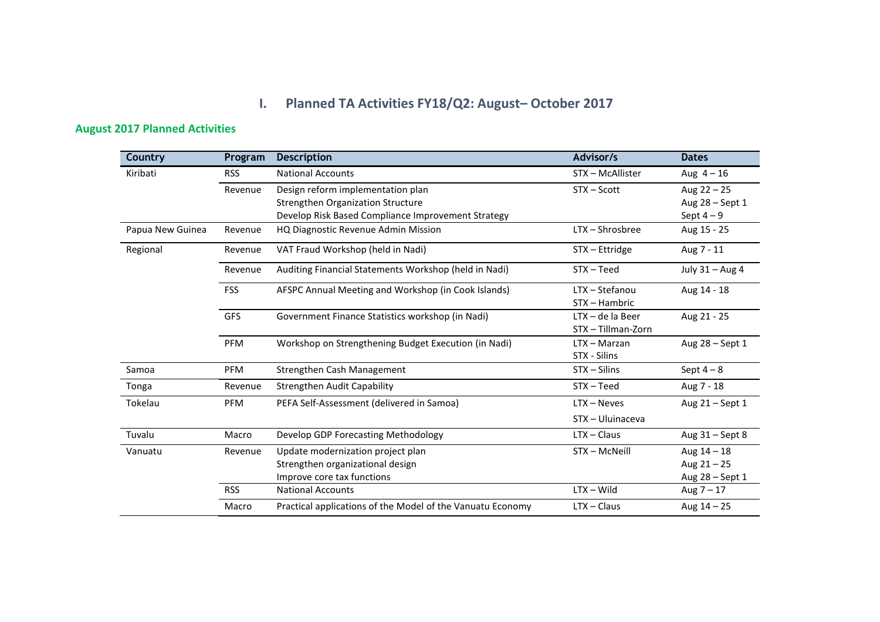# I. Planned TA Activities FY18/Q2: August– October 2017

## August 2017 Planned Activities

| Country | Program | Description | Advisor/s | Dates |
|---|---|---|---|---|
| Kiribati | RSS | National Accounts | STX – McAllister | Aug 4 – 16 |
| | Revenue | Design reform implementation plan<br>Strengthen Organization Structure<br>Develop Risk Based Compliance Improvement Strategy | STX – Scott | Aug 22 – 25<br>Aug 28 – Sept 1<br>Sept 4 – 9 |
| Papua New Guinea | Revenue | HQ Diagnostic Revenue Admin Mission | LTX – Shrosbree | Aug 15 - 25 |
| Regional | Revenue | VAT Fraud Workshop (held in Nadi) | STX – Ettridge | Aug 7 - 11 |
| | Revenue | Auditing Financial Statements Workshop (held in Nadi) | STX – Teed | July 31 – Aug 4 |
| | FSS | AFSPC Annual Meeting and Workshop (in Cook Islands) | LTX – Stefanou<br>STX – Hambric | Aug 14 - 18 |
| | GFS | Government Finance Statistics workshop (in Nadi) | LTX – de la Beer<br>STX – Tillman-Zorn | Aug 21 - 25 |
| | PFM | Workshop on Strengthening Budget Execution (in Nadi) | LTX – Marzan<br>STX - Silins | Aug 28 – Sept 1 |
| Samoa | PFM | Strengthen Cash Management | STX – Silins | Sept 4 – 8 |
| Tonga | Revenue | Strengthen Audit Capability | STX – Teed | Aug 7 - 18 |
| Tokelau | PFM | PEFA Self-Assessment (delivered in Samoa) | LTX – Neves<br>STX – Uluinaceva | Aug 21 – Sept 1 |
| Tuvalu | Macro | Develop GDP Forecasting Methodology | LTX – Claus | Aug 31 – Sept 8 |
| Vanuatu | Revenue | Update modernization project plan<br>Strengthen organizational design<br>Improve core tax functions | STX – McNeill | Aug 14 – 18<br>Aug 21 – 25<br>Aug 28 – Sept 1 |
| | RSS | National Accounts | LTX – Wild | Aug 7 – 17 |
| | Macro | Practical applications of the Model of the Vanuatu Economy | LTX – Claus | Aug 14 – 25 |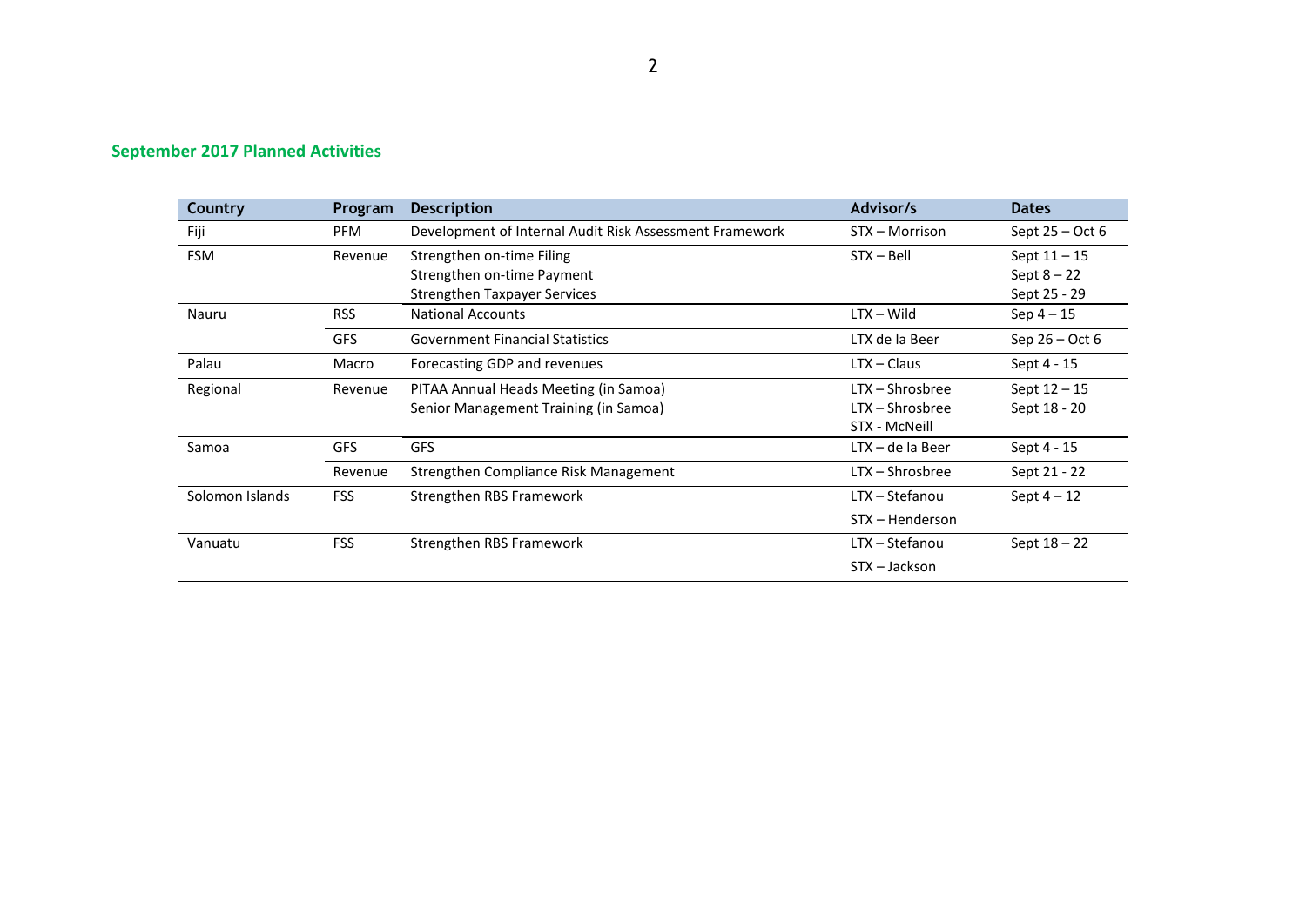## September 2017 Planned Activities

| Country | Program | Description | Advisor/s | Dates |
|---|---|---|---|---|
| Fiji | PFM | Development of Internal Audit Risk Assessment Framework | STX – Morrison | Sept 25 – Oct 6 |
| FSM | Revenue | Strengthen on-time Filing<br>Strengthen on-time Payment<br>Strengthen Taxpayer Services | STX – Bell | Sept 11 – 15<br>Sept 8 – 22<br>Sept 25 - 29 |
| Nauru | RSS | National Accounts | LTX – Wild | Sep 4 – 15 |
| | GFS | Government Financial Statistics | LTX de la Beer | Sep 26 – Oct 6 |
| Palau | Macro | Forecasting GDP and revenues | LTX – Claus | Sept 4 - 15 |
| Regional | Revenue | PITAA Annual Heads Meeting (in Samoa)<br>Senior Management Training (in Samoa) | LTX – Shrosbree<br>LTX – Shrosbree<br>STX - McNeill | Sept 12 – 15<br>Sept 18 - 20 |
| Samoa | GFS | GFS | LTX – de la Beer | Sept 4 - 15 |
| | Revenue | Strengthen Compliance Risk Management | LTX – Shrosbree | Sept 21 - 22 |
| Solomon Islands | FSS | Strengthen RBS Framework | LTX – Stefanou<br>STX – Henderson | Sept 4 – 12 |
| Vanuatu | FSS | Strengthen RBS Framework | LTX – Stefanou<br>STX – Jackson | Sept 18 – 22 |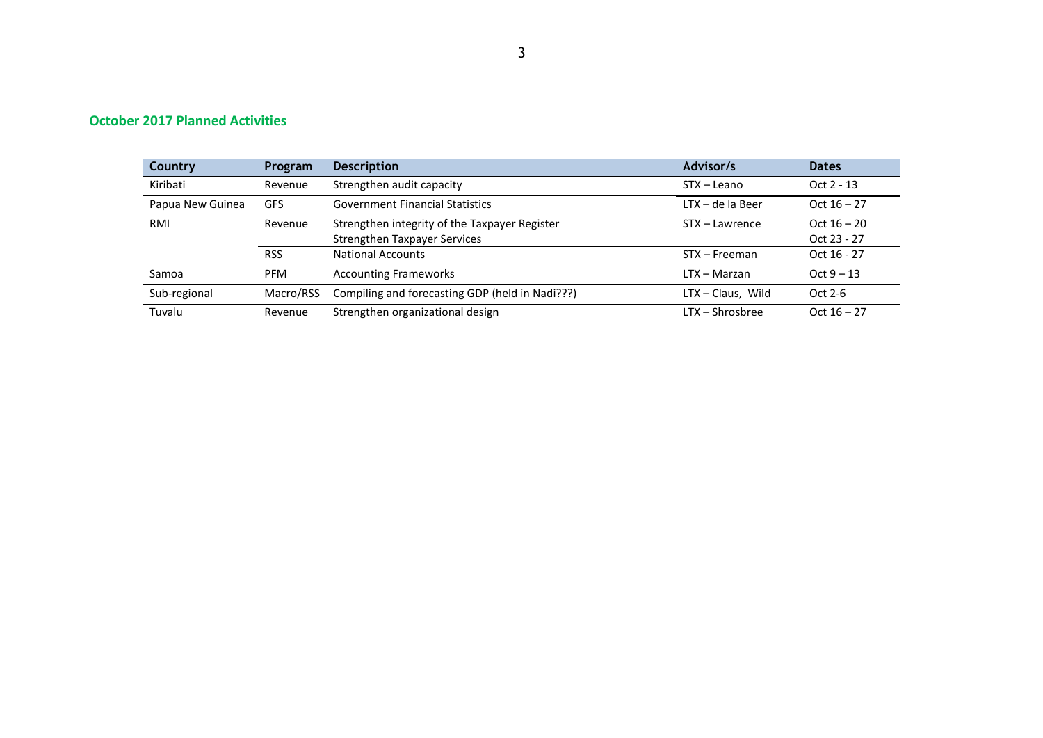## October 2017 Planned Activities

| Country | Program | Description | Advisor/s | Dates |
|---|---|---|---|---|
| Kiribati | Revenue | Strengthen audit capacity | STX – Leano | Oct 2 - 13 |
| Papua New Guinea | GFS | Government Financial Statistics | LTX – de la Beer | Oct 16 – 27 |
| RMI | Revenue | Strengthen integrity of the Taxpayer Register<br>Strengthen Taxpayer Services | STX – Lawrence | Oct 16 – 20<br>Oct 23 - 27 |
| | RSS | National Accounts | STX – Freeman | Oct 16 - 27 |
| Samoa | PFM | Accounting Frameworks | LTX – Marzan | Oct 9 – 13 |
| Sub-regional | Macro/RSS | Compiling and forecasting GDP (held in Nadi???) | LTX – Claus, Wild | Oct 2-6 |
| Tuvalu | Revenue | Strengthen organizational design | LTX – Shrosbree | Oct 16 – 27 |